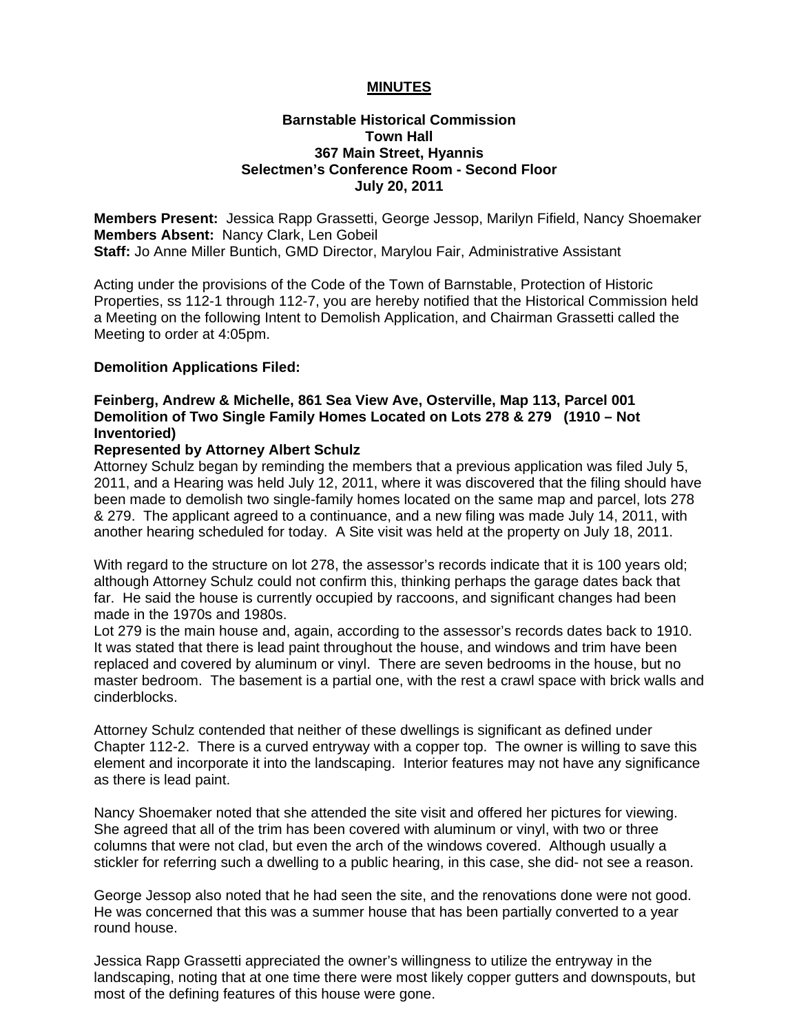# MINUTES

**Barnstable Historical Commission**
**Town Hall**
**367 Main Street, Hyannis**
**Selectmen's Conference Room - Second Floor**
**July 20, 2011**

**Members Present:** Jessica Rapp Grassetti, George Jessop, Marilyn Fifield, Nancy Shoemaker
**Members Absent:** Nancy Clark, Len Gobeil
**Staff:** Jo Anne Miller Buntich, GMD Director, Marylou Fair, Administrative Assistant

Acting under the provisions of the Code of the Town of Barnstable, Protection of Historic Properties, ss 112-1 through 112-7, you are hereby notified that the Historical Commission held a Meeting on the following Intent to Demolish Application, and Chairman Grassetti called the Meeting to order at 4:05pm.

**Demolition Applications Filed:**

**Feinberg, Andrew & Michelle, 861 Sea View Ave, Osterville, Map 113, Parcel 001**
**Demolition of Two Single Family Homes Located on Lots 278 & 279 (1910 – Not Inventoried)**
**Represented by Attorney Albert Schulz**

Attorney Schulz began by reminding the members that a previous application was filed July 5, 2011, and a Hearing was held July 12, 2011, where it was discovered that the filing should have been made to demolish two single-family homes located on the same map and parcel, lots 278 & 279. The applicant agreed to a continuance, and a new filing was made July 14, 2011, with another hearing scheduled for today. A Site visit was held at the property on July 18, 2011.

With regard to the structure on lot 278, the assessor's records indicate that it is 100 years old; although Attorney Schulz could not confirm this, thinking perhaps the garage dates back that far. He said the house is currently occupied by raccoons, and significant changes had been made in the 1970s and 1980s.
Lot 279 is the main house and, again, according to the assessor's records dates back to 1910. It was stated that there is lead paint throughout the house, and windows and trim have been replaced and covered by aluminum or vinyl. There are seven bedrooms in the house, but no master bedroom. The basement is a partial one, with the rest a crawl space with brick walls and cinderblocks.

Attorney Schulz contended that neither of these dwellings is significant as defined under Chapter 112-2. There is a curved entryway with a copper top. The owner is willing to save this element and incorporate it into the landscaping. Interior features may not have any significance as there is lead paint.

Nancy Shoemaker noted that she attended the site visit and offered her pictures for viewing. She agreed that all of the trim has been covered with aluminum or vinyl, with two or three columns that were not clad, but even the arch of the windows covered. Although usually a stickler for referring such a dwelling to a public hearing, in this case, she did- not see a reason.

George Jessop also noted that he had seen the site, and the renovations done were not good. He was concerned that this was a summer house that has been partially converted to a year round house.

Jessica Rapp Grassetti appreciated the owner's willingness to utilize the entryway in the landscaping, noting that at one time there were most likely copper gutters and downspouts, but most of the defining features of this house were gone.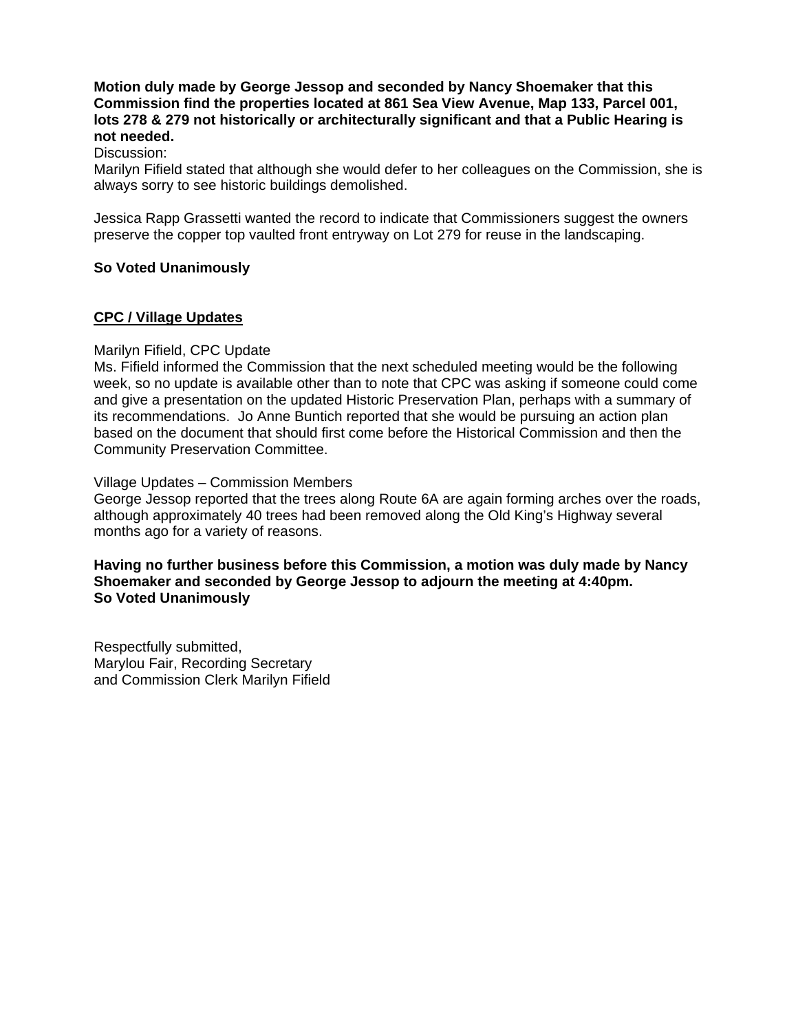**Motion duly made by George Jessop and seconded by Nancy Shoemaker that this Commission find the properties located at 861 Sea View Avenue, Map 133, Parcel 001, lots 278 & 279 not historically or architecturally significant and that a Public Hearing is not needed.**

Discussion:

Marilyn Fifield stated that although she would defer to her colleagues on the Commission, she is always sorry to see historic buildings demolished.

Jessica Rapp Grassetti wanted the record to indicate that Commissioners suggest the owners preserve the copper top vaulted front entryway on Lot 279 for reuse in the landscaping.

**So Voted Unanimously**

**<u>CPC / Village Updates</u>**

Marilyn Fifield, CPC Update

Ms. Fifield informed the Commission that the next scheduled meeting would be the following week, so no update is available other than to note that CPC was asking if someone could come and give a presentation on the updated Historic Preservation Plan, perhaps with a summary of its recommendations. Jo Anne Buntich reported that she would be pursuing an action plan based on the document that should first come before the Historical Commission and then the Community Preservation Committee.

Village Updates – Commission Members

George Jessop reported that the trees along Route 6A are again forming arches over the roads, although approximately 40 trees had been removed along the Old King's Highway several months ago for a variety of reasons.

**Having no further business before this Commission, a motion was duly made by Nancy Shoemaker and seconded by George Jessop to adjourn the meeting at 4:40pm.**
**So Voted Unanimously**

Respectfully submitted,
Marylou Fair, Recording Secretary
and Commission Clerk Marilyn Fifield